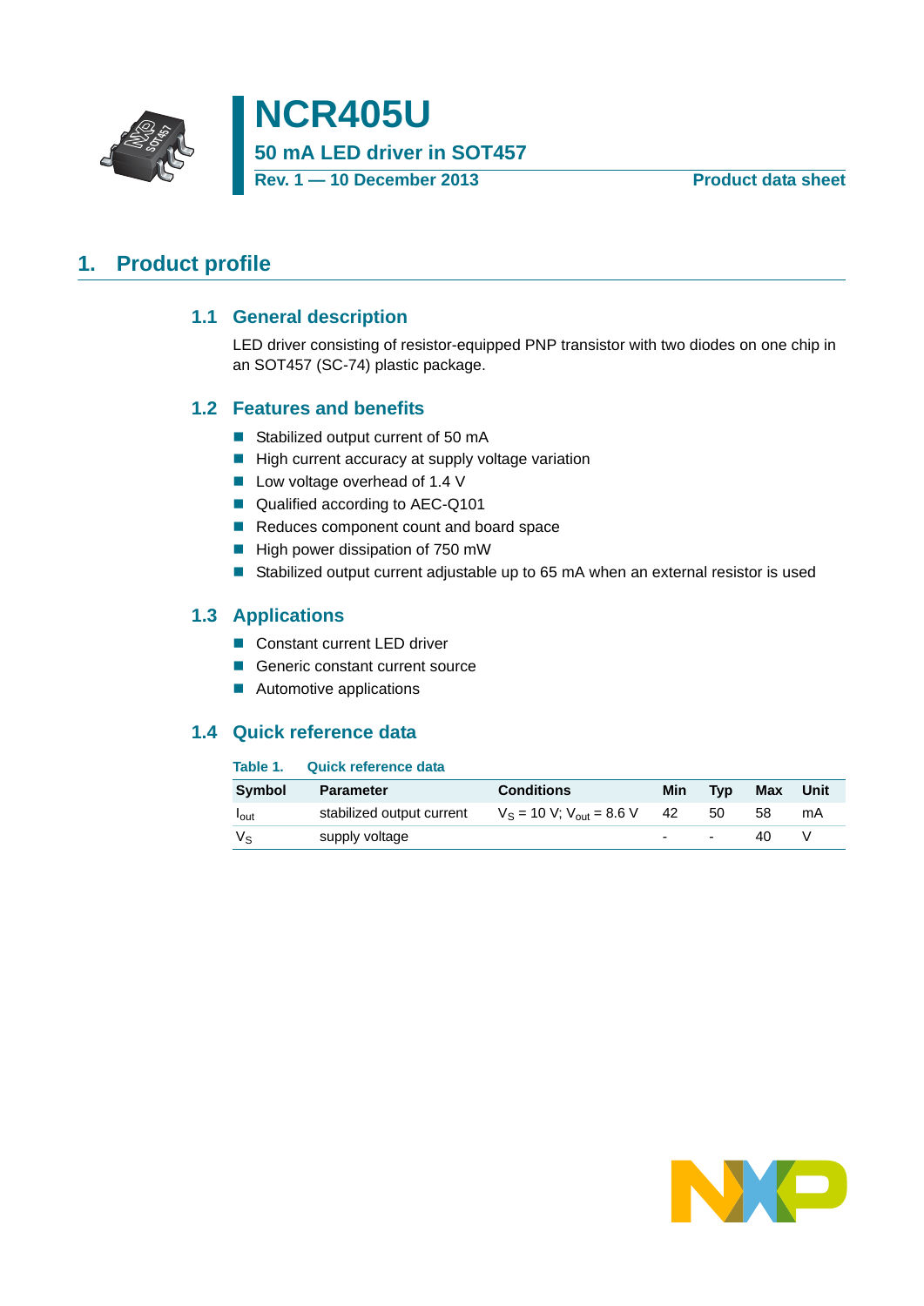# NCR405U

**50 mA LED driver in SOT457**

**Rev. 1 — 10 December 2013** **Product data sheet**

## 1. Product profile

### 1.1 General description

LED driver consisting of resistor-equipped PNP transistor with two diodes on one chip in an SOT457 (SC-74) plastic package.

### 1.2 Features and benefits

- Stabilized output current of 50 mA
- High current accuracy at supply voltage variation
- Low voltage overhead of 1.4 V
- Qualified according to AEC-Q101
- Reduces component count and board space
- High power dissipation of 750 mW
- Stabilized output current adjustable up to 65 mA when an external resistor is used

### 1.3 Applications

- Constant current LED driver
- Generic constant current source
- Automotive applications

### 1.4 Quick reference data

**Table 1. Quick reference data**

| Symbol | Parameter | Conditions | Min | Typ | Max | Unit |
|---|---|---|---|---|---|---|
| $I_{out}$ | stabilized output current | $V_S$ = 10 V; $V_{out}$ = 8.6 V | 42 | 50 | 58 | mA |
| $V_S$ | supply voltage | | - | - | 40 | V |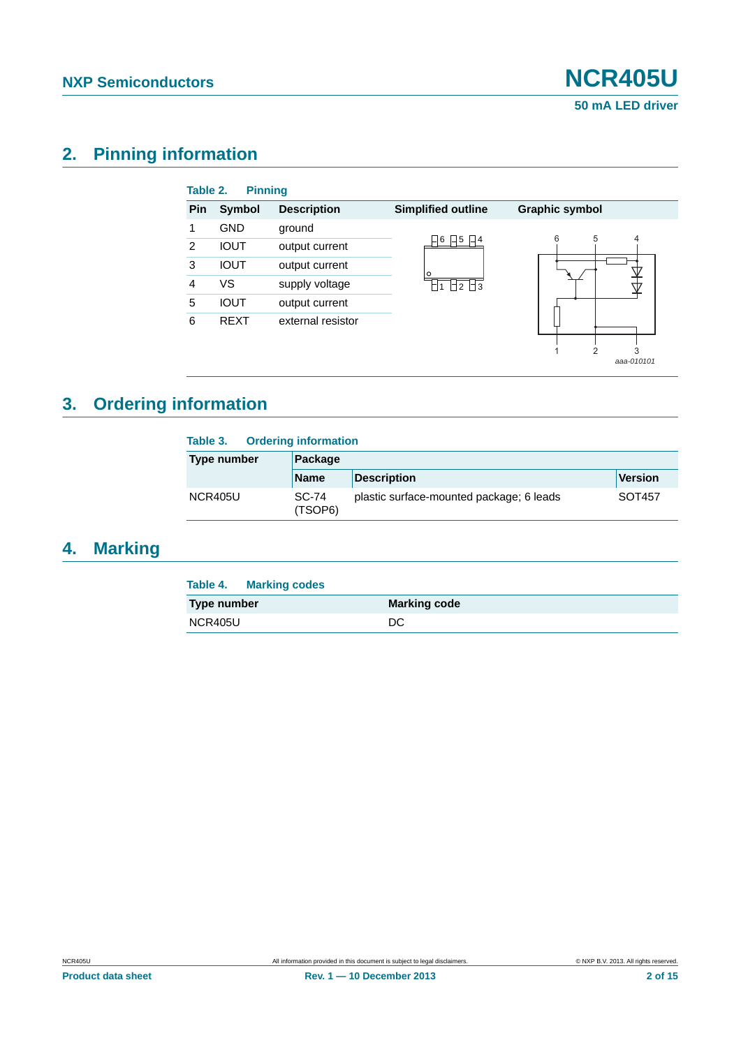## 2. Pinning information

**Table 2. Pinning**

| Pin | Symbol | Description | Simplified outline | Graphic symbol |
|---|---|---|---|---|
| 1 | GND | ground | | |
| 2 | IOUT | output current | | |
| 3 | IOUT | output current | | |
| 4 | VS | supply voltage | | |
| 5 | IOUT | output current | | |
| 6 | REXT | external resistor | | |

## 3. Ordering information

**Table 3. Ordering information**

| Type number | Package | | |
|---|---|---|---|
| | **Name** | **Description** | **Version** |
| NCR405U | SC-74 (TSOP6) | plastic surface-mounted package; 6 leads | SOT457 |

## 4. Marking

**Table 4. Marking codes**

| Type number | Marking code |
|---|---|
| NCR405U | DC |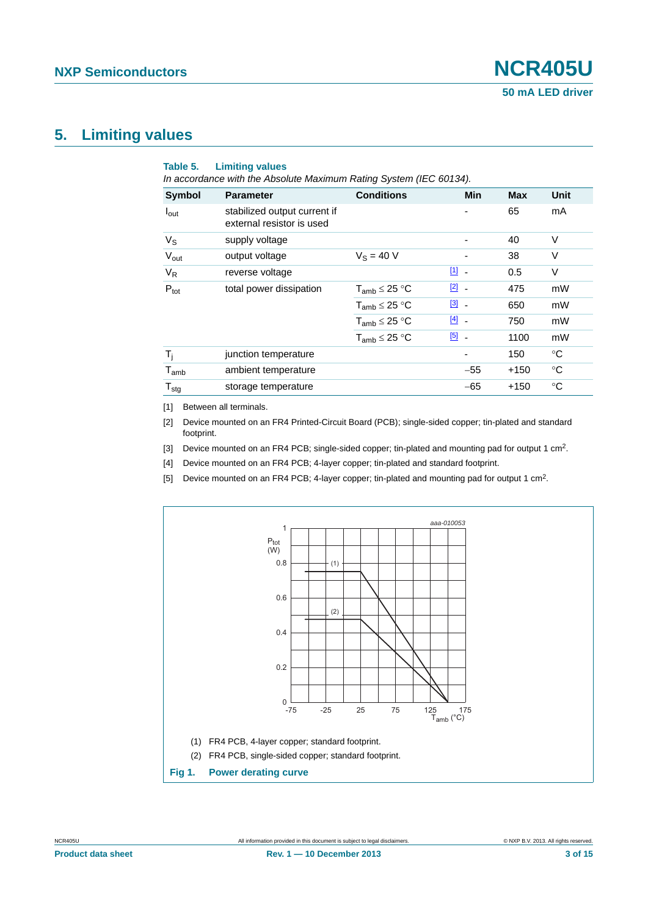## 5. Limiting values

**Table 5. Limiting values**

*In accordance with the Absolute Maximum Rating System (IEC 60134).*

| Symbol | Parameter | Conditions | | Min | Max | Unit |
|---|---|---|---|---|---|---|
| $I_{out}$ | stabilized output current if external resistor is used | | | - | 65 | mA |
| $V_S$ | supply voltage | | | - | 40 | V |
| $V_{out}$ | output voltage | $V_S$ = 40 V | | - | 38 | V |
| $V_R$ | reverse voltage | | [1] | - | 0.5 | V |
| $P_{tot}$ | total power dissipation | $T_{amb} \leq 25$ °C | [2] | - | 475 | mW |
| | | $T_{amb} \leq 25$ °C | [3] | - | 650 | mW |
| | | $T_{amb} \leq 25$ °C | [4] | - | 750 | mW |
| | | $T_{amb} \leq 25$ °C | [5] | - | 1100 | mW |
| $T_j$ | junction temperature | | | - | 150 | °C |
| $T_{amb}$ | ambient temperature | | | −55 | +150 | °C |
| $T_{stg}$ | storage temperature | | | −65 | +150 | °C |

[1] Between all terminals.

[2] Device mounted on an FR4 Printed-Circuit Board (PCB); single-sided copper; tin-plated and standard footprint.

[3] Device mounted on an FR4 PCB; single-sided copper; tin-plated and mounting pad for output 1 $cm^2$.

[4] Device mounted on an FR4 PCB; 4-layer copper; tin-plated and standard footprint.

[5] Device mounted on an FR4 PCB; 4-layer copper; tin-plated and mounting pad for output 1 $cm^2$.

(1) FR4 PCB, 4-layer copper; standard footprint.

(2) FR4 PCB, single-sided copper; standard footprint.

**Fig 1. Power derating curve**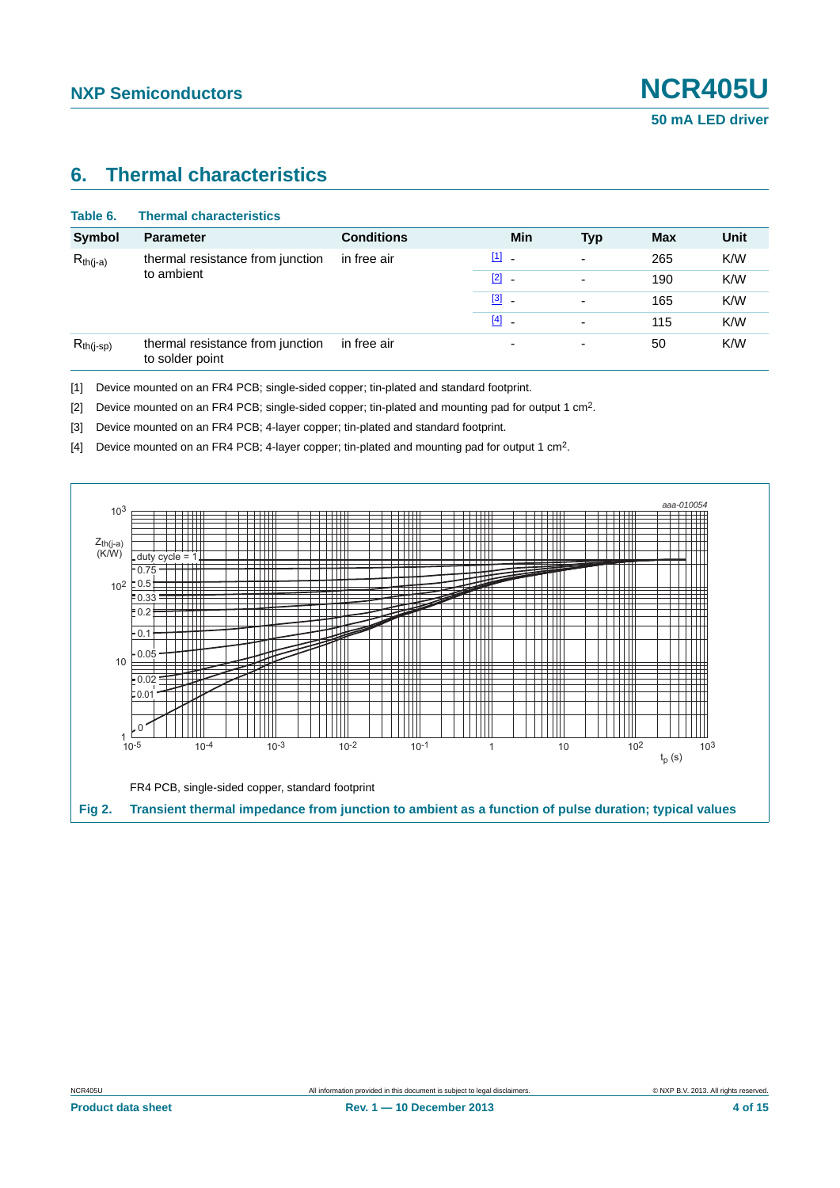## 6. Thermal characteristics

**Table 6. Thermal characteristics**

| Symbol | Parameter | Conditions | | Min | Typ | Max | Unit |
|---|---|---|---|---|---|---|---|
| $R_{th(j-a)}$ | thermal resistance from junction to ambient | in free air | [1] | - | - | 265 | K/W |
| | | | [2] | - | - | 190 | K/W |
| | | | [3] | - | - | 165 | K/W |
| | | | [4] | - | - | 115 | K/W |
| $R_{th(j-sp)}$ | thermal resistance from junction to solder point | in free air | | - | - | 50 | K/W |

[1] Device mounted on an FR4 PCB; single-sided copper; tin-plated and standard footprint.

[2] Device mounted on an FR4 PCB; single-sided copper; tin-plated and mounting pad for output 1 $cm^2$.

[3] Device mounted on an FR4 PCB; 4-layer copper; tin-plated and standard footprint.

[4] Device mounted on an FR4 PCB; 4-layer copper; tin-plated and mounting pad for output 1 $cm^2$.

FR4 PCB, single-sided copper, standard footprint

**Fig 2. Transient thermal impedance from junction to ambient as a function of pulse duration; typical values**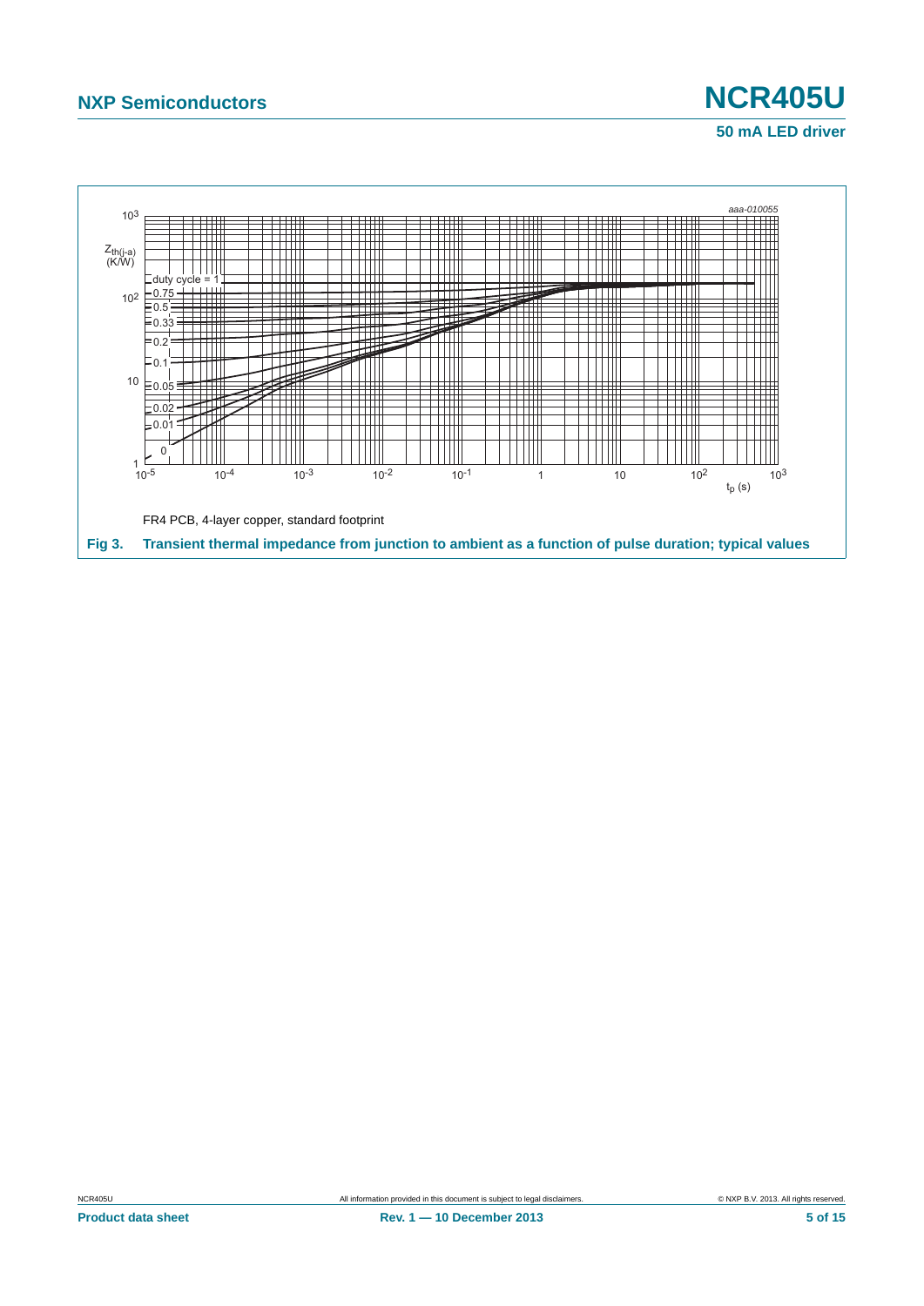FR4 PCB, 4-layer copper, standard footprint

**Fig 3.** **Transient thermal impedance from junction to ambient as a function of pulse duration; typical values**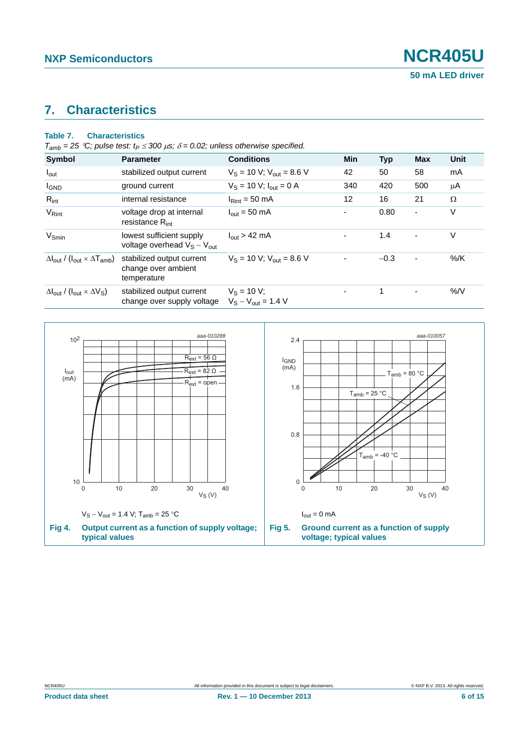## 7. Characteristics

**Table 7. Characteristics**

*$T_{amb}$ = 25 °C; pulse test: $t_P \leq 300$ µs; $\delta = 0.02$; unless otherwise specified.*

| Symbol | Parameter | Conditions | Min | Typ | Max | Unit |
|---|---|---|---|---|---|---|
| $I_{out}$ | stabilized output current | $V_S$ = 10 V; $V_{out}$ = 8.6 V | 42 | 50 | 58 | mA |
| $I_{GND}$ | ground current | $V_S$ = 10 V; $I_{out}$ = 0 A | 340 | 420 | 500 | µA |
| $R_{int}$ | internal resistance | $I_{Rint}$ = 50 mA | 12 | 16 | 21 | Ω |
| $V_{Rint}$ | voltage drop at internal resistance $R_{int}$ | $I_{out}$ = 50 mA | - | 0.80 | - | V |
| $V_{Smin}$ | lowest sufficient supply voltage overhead $V_S - V_{out}$ | $I_{out}$ > 42 mA | - | 1.4 | - | V |
| $\Delta I_{out} / (I_{out} \times \Delta T_{amb})$ | stabilized output current change over ambient temperature | $V_S$ = 10 V; $V_{out}$ = 8.6 V | - | −0.3 | - | %/K |
| $\Delta I_{out} / (I_{out} \times \Delta V_S)$ | stabilized output current change over supply voltage | $V_S$ = 10 V; $V_S - V_{out}$ = 1.4 V | - | 1 | - | %/V |

$V_S - V_{out}$ = 1.4 V; $T_{amb}$ = 25 °C

**Fig 4. Output current as a function of supply voltage; typical values**

$I_{out}$ = 0 mA

**Fig 5. Ground current as a function of supply voltage; typical values**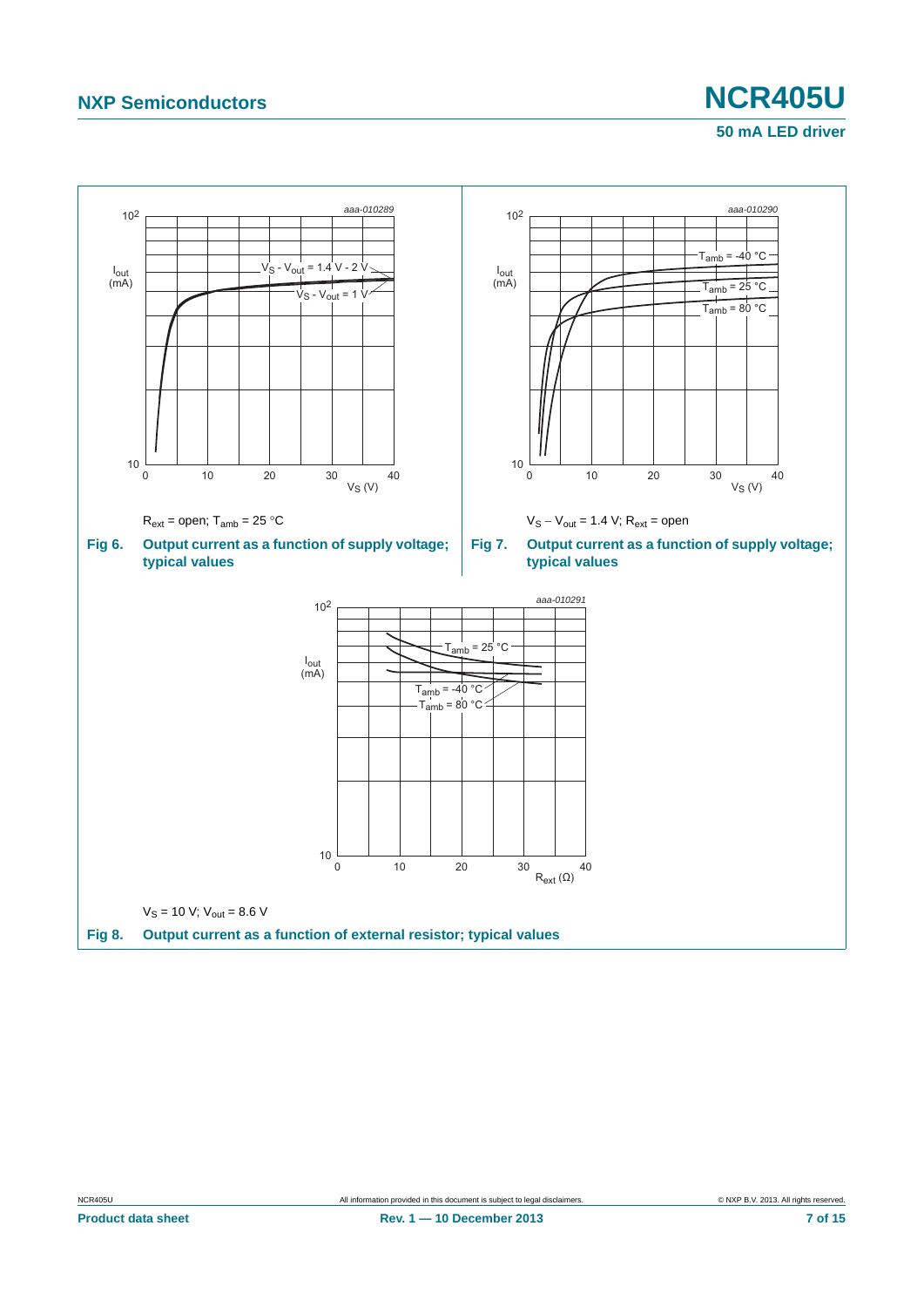$R_{ext}$ = open; $T_{amb}$ = 25 °C

**Fig 6. Output current as a function of supply voltage; typical values**

$V_S - V_{out}$ = 1.4 V; $R_{ext}$ = open

**Fig 7. Output current as a function of supply voltage; typical values**

$V_S$ = 10 V; $V_{out}$ = 8.6 V

**Fig 8. Output current as a function of external resistor; typical values**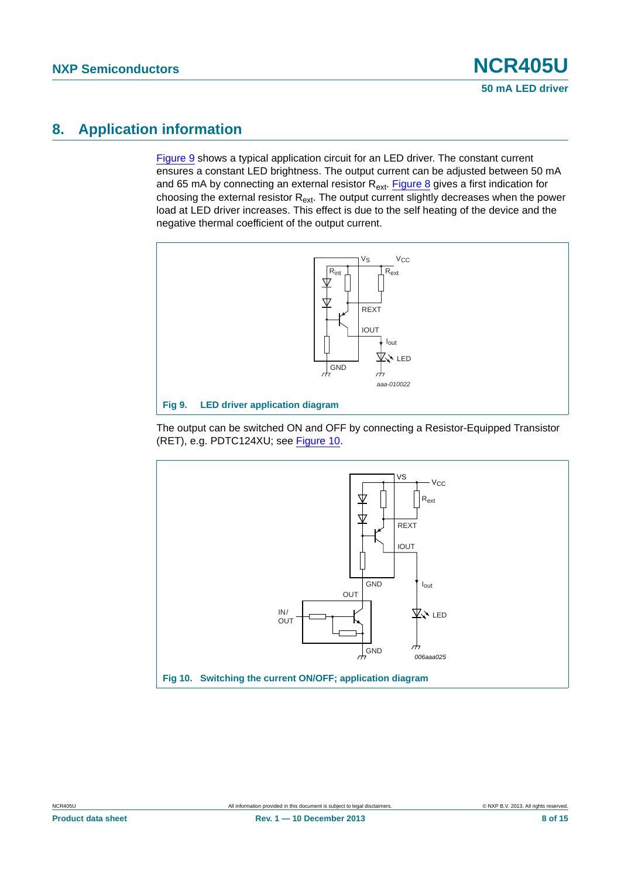## 8. Application information

Figure 9 shows a typical application circuit for an LED driver. The constant current ensures a constant LED brightness. The output current can be adjusted between 50 mA and 65 mA by connecting an external resistor $R_{ext}$. Figure 8 gives a first indication for choosing the external resistor $R_{ext}$. The output current slightly decreases when the power load at LED driver increases. This effect is due to the self heating of the device and the negative thermal coefficient of the output current.

**Fig 9. LED driver application diagram**

The output can be switched ON and OFF by connecting a Resistor-Equipped Transistor (RET), e.g. PDTC124XU; see Figure 10.

**Fig 10. Switching the current ON/OFF; application diagram**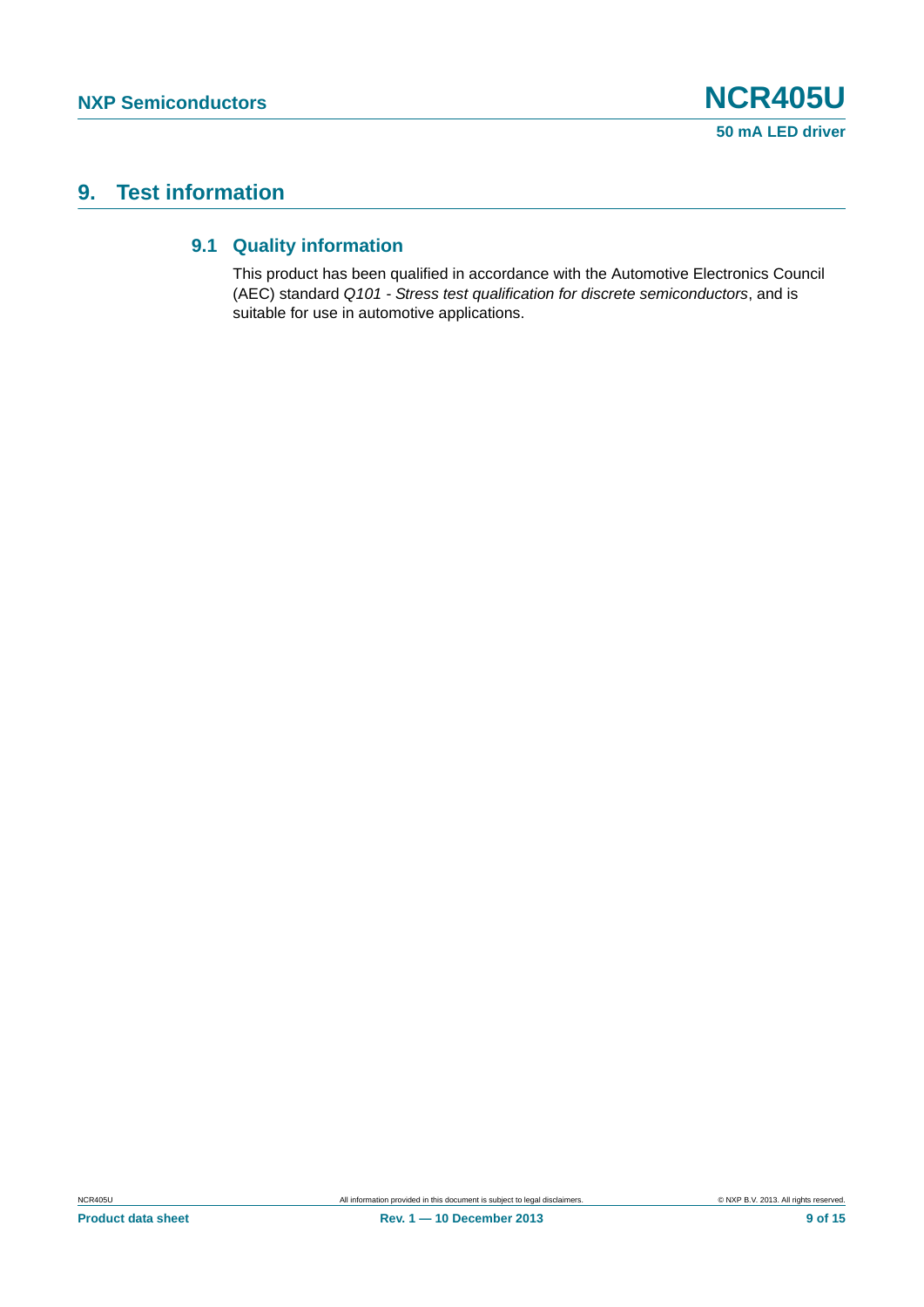# 9. Test information

## 9.1 Quality information

This product has been qualified in accordance with the Automotive Electronics Council (AEC) standard *Q101 - Stress test qualification for discrete semiconductors*, and is suitable for use in automotive applications.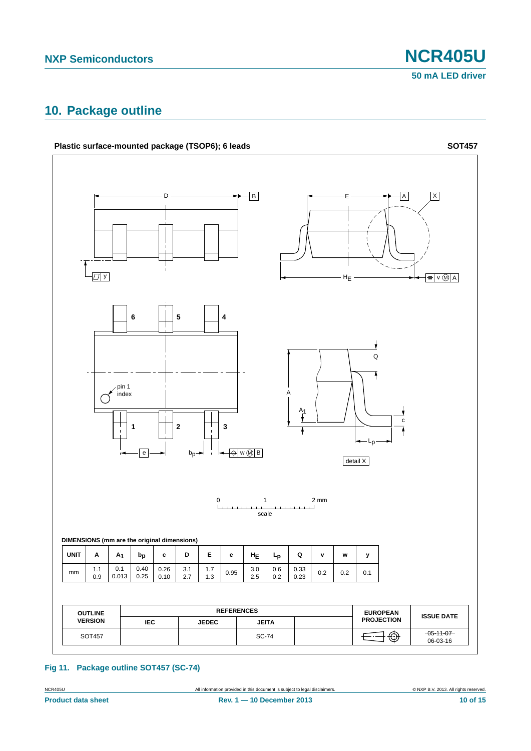## 10. Package outline

**Plastic surface-mounted package (TSOP6); 6 leads** **SOT457**

**DIMENSIONS (mm are the original dimensions)**

| UNIT | A | $A_1$ | $b_p$ | c | D | E | e | $H_E$ | $L_p$ | Q | v | w | y |
|---|---|---|---|---|---|---|---|---|---|---|---|---|---|
| mm | 1.1<br>0.9 | 0.1<br>0.013 | 0.40<br>0.25 | 0.26<br>0.10 | 3.1<br>2.7 | 1.7<br>1.3 | 0.95 | 3.0<br>2.5 | 0.6<br>0.2 | 0.33<br>0.23 | 0.2 | 0.2 | 0.1 |

| OUTLINE VERSION | REFERENCES | | | | EUROPEAN PROJECTION | ISSUE DATE |
|---|---|---|---|---|---|---|
| | IEC | JEDEC | JEITA | | | |
| SOT457 | | | SC-74 | | | ~~05-11-07~~<br>06-03-16 |

**Fig 11. Package outline SOT457 (SC-74)**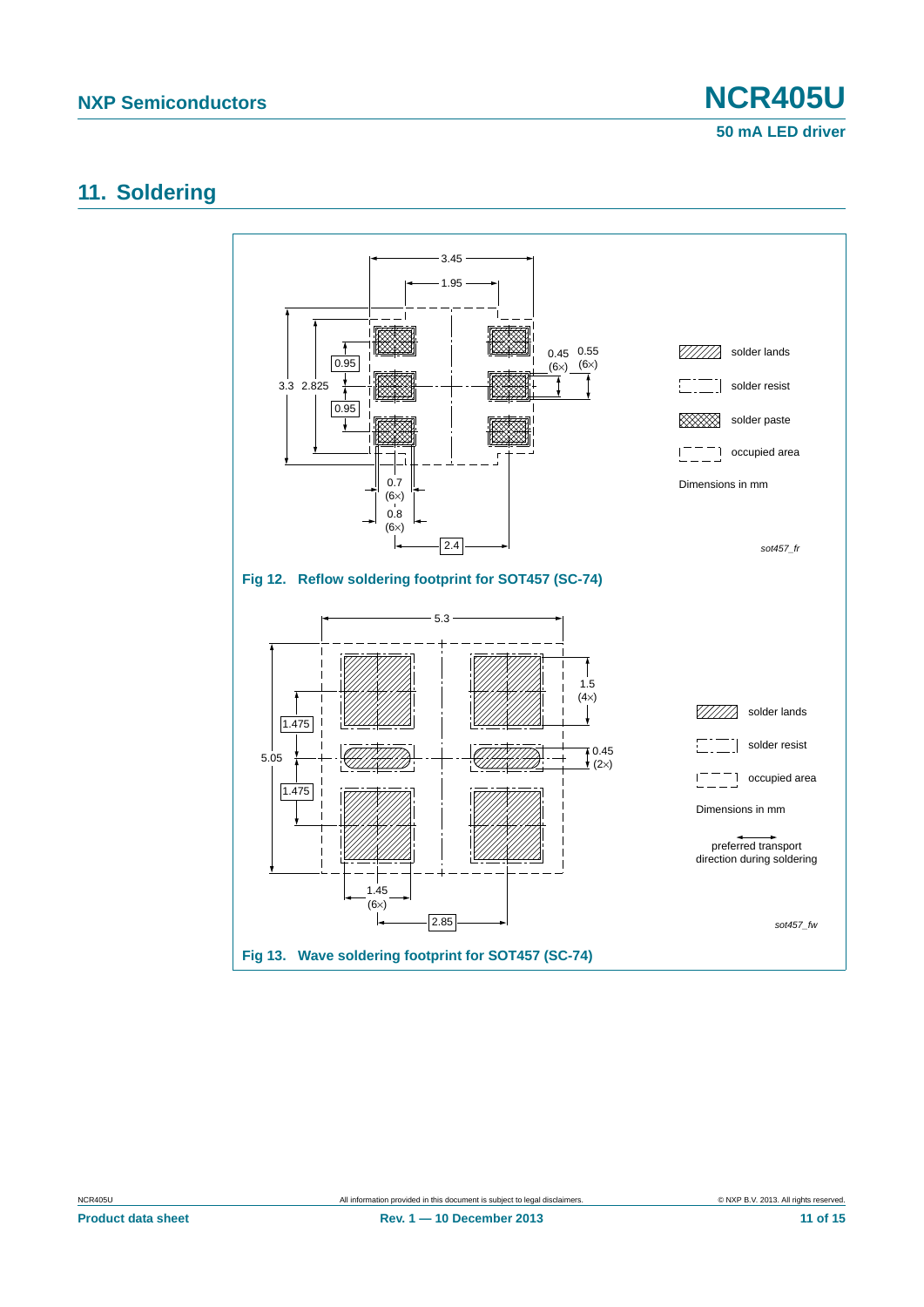## 11. Soldering

Fig 12. Reflow soldering footprint for SOT457 (SC-74)

Fig 13. Wave soldering footprint for SOT457 (SC-74)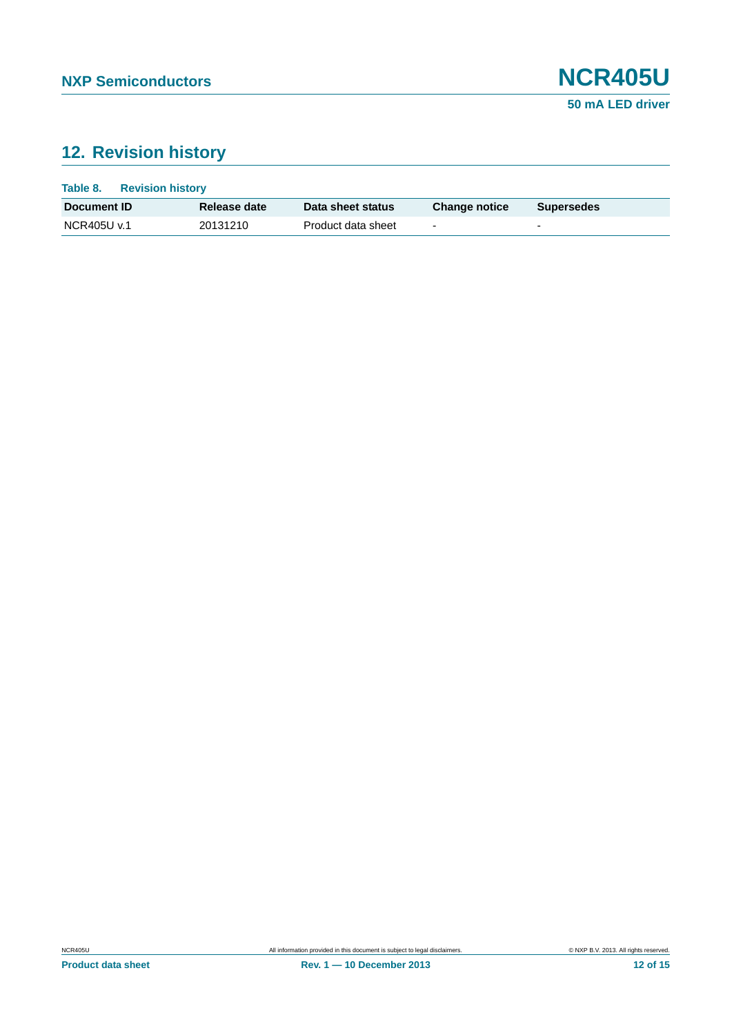## 12. Revision history

**Table 8. Revision history**

| Document ID | Release date | Data sheet status | Change notice | Supersedes |
|---|---|---|---|---|
| NCR405U v.1 | 20131210 | Product data sheet | - | - |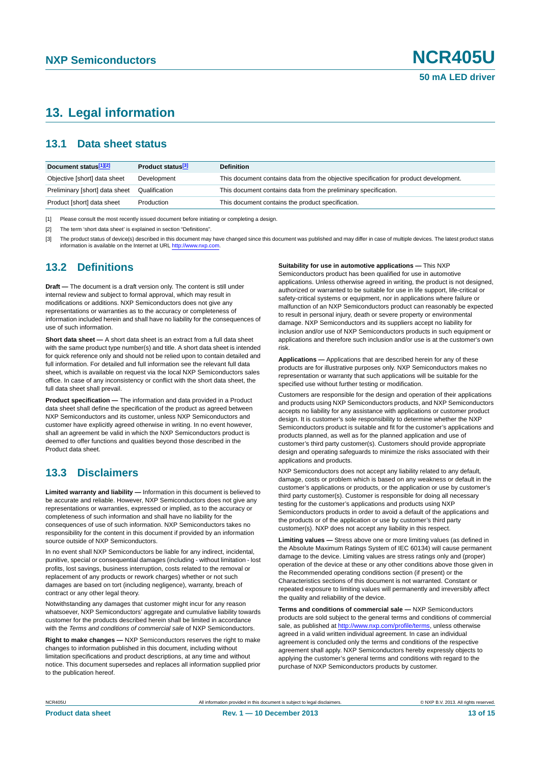# 13. Legal information

## 13.1 Data sheet status

| Document status[1][2] | Product status[3] | Definition |
|---|---|---|
| Objective [short] data sheet | Development | This document contains data from the objective specification for product development. |
| Preliminary [short] data sheet | Qualification | This document contains data from the preliminary specification. |
| Product [short] data sheet | Production | This document contains the product specification. |

[1] Please consult the most recently issued document before initiating or completing a design.

[2] The term 'short data sheet' is explained in section "Definitions".

[3] The product status of device(s) described in this document may have changed since this document was published and may differ in case of multiple devices. The latest product status information is available on the Internet at URL http://www.nxp.com.

## 13.2 Definitions

**Draft —** The document is a draft version only. The content is still under internal review and subject to formal approval, which may result in modifications or additions. NXP Semiconductors does not give any representations or warranties as to the accuracy or completeness of information included herein and shall have no liability for the consequences of use of such information.

**Short data sheet —** A short data sheet is an extract from a full data sheet with the same product type number(s) and title. A short data sheet is intended for quick reference only and should not be relied upon to contain detailed and full information. For detailed and full information see the relevant full data sheet, which is available on request via the local NXP Semiconductors sales office. In case of any inconsistency or conflict with the short data sheet, the full data sheet shall prevail.

**Product specification —** The information and data provided in a Product data sheet shall define the specification of the product as agreed between NXP Semiconductors and its customer, unless NXP Semiconductors and customer have explicitly agreed otherwise in writing. In no event however, shall an agreement be valid in which the NXP Semiconductors product is deemed to offer functions and qualities beyond those described in the Product data sheet.

## 13.3 Disclaimers

**Limited warranty and liability —** Information in this document is believed to be accurate and reliable. However, NXP Semiconductors does not give any representations or warranties, expressed or implied, as to the accuracy or completeness of such information and shall have no liability for the consequences of use of such information. NXP Semiconductors takes no responsibility for the content in this document if provided by an information source outside of NXP Semiconductors.

In no event shall NXP Semiconductors be liable for any indirect, incidental, punitive, special or consequential damages (including - without limitation - lost profits, lost savings, business interruption, costs related to the removal or replacement of any products or rework charges) whether or not such damages are based on tort (including negligence), warranty, breach of contract or any other legal theory.

Notwithstanding any damages that customer might incur for any reason whatsoever, NXP Semiconductors' aggregate and cumulative liability towards customer for the products described herein shall be limited in accordance with the *Terms and conditions of commercial sale* of NXP Semiconductors.

**Right to make changes —** NXP Semiconductors reserves the right to make changes to information published in this document, including without limitation specifications and product descriptions, at any time and without notice. This document supersedes and replaces all information supplied prior to the publication hereof.

**Suitability for use in automotive applications —** This NXP Semiconductors product has been qualified for use in automotive applications. Unless otherwise agreed in writing, the product is not designed, authorized or warranted to be suitable for use in life support, life-critical or safety-critical systems or equipment, nor in applications where failure or malfunction of an NXP Semiconductors product can reasonably be expected to result in personal injury, death or severe property or environmental damage. NXP Semiconductors and its suppliers accept no liability for inclusion and/or use of NXP Semiconductors products in such equipment or applications and therefore such inclusion and/or use is at the customer's own risk.

**Applications —** Applications that are described herein for any of these products are for illustrative purposes only. NXP Semiconductors makes no representation or warranty that such applications will be suitable for the specified use without further testing or modification.

Customers are responsible for the design and operation of their applications and products using NXP Semiconductors products, and NXP Semiconductors accepts no liability for any assistance with applications or customer product design. It is customer's sole responsibility to determine whether the NXP Semiconductors product is suitable and fit for the customer's applications and products planned, as well as for the planned application and use of customer's third party customer(s). Customers should provide appropriate design and operating safeguards to minimize the risks associated with their applications and products.

NXP Semiconductors does not accept any liability related to any default, damage, costs or problem which is based on any weakness or default in the customer's applications or products, or the application or use by customer's third party customer(s). Customer is responsible for doing all necessary testing for the customer's applications and products using NXP Semiconductors products in order to avoid a default of the applications and the products or of the application or use by customer's third party customer(s). NXP does not accept any liability in this respect.

**Limiting values —** Stress above one or more limiting values (as defined in the Absolute Maximum Ratings System of IEC 60134) will cause permanent damage to the device. Limiting values are stress ratings only and (proper) operation of the device at these or any other conditions above those given in the Recommended operating conditions section (if present) or the Characteristics sections of this document is not warranted. Constant or repeated exposure to limiting values will permanently and irreversibly affect the quality and reliability of the device.

**Terms and conditions of commercial sale —** NXP Semiconductors products are sold subject to the general terms and conditions of commercial sale, as published at http://www.nxp.com/profile/terms, unless otherwise agreed in a valid written individual agreement. In case an individual agreement is concluded only the terms and conditions of the respective agreement shall apply. NXP Semiconductors hereby expressly objects to applying the customer's general terms and conditions with regard to the purchase of NXP Semiconductors products by customer.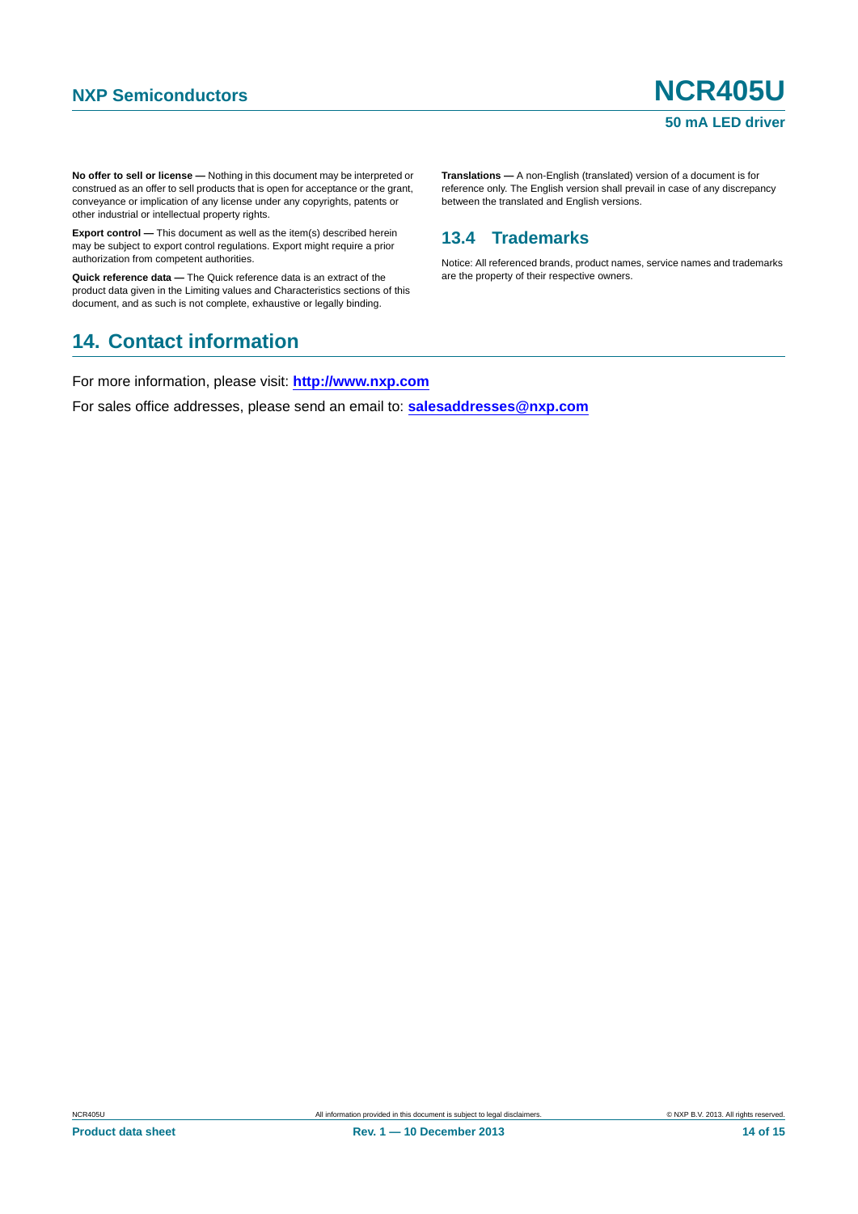**No offer to sell or license —** Nothing in this document may be interpreted or construed as an offer to sell products that is open for acceptance or the grant, conveyance or implication of any license under any copyrights, patents or other industrial or intellectual property rights.

**Export control —** This document as well as the item(s) described herein may be subject to export control regulations. Export might require a prior authorization from competent authorities.

**Quick reference data —** The Quick reference data is an extract of the product data given in the Limiting values and Characteristics sections of this document, and as such is not complete, exhaustive or legally binding.

**Translations —** A non-English (translated) version of a document is for reference only. The English version shall prevail in case of any discrepancy between the translated and English versions.

### 13.4 Trademarks

Notice: All referenced brands, product names, service names and trademarks are the property of their respective owners.

## 14. Contact information

For more information, please visit: **http://www.nxp.com**

For sales office addresses, please send an email to: **salesaddresses@nxp.com**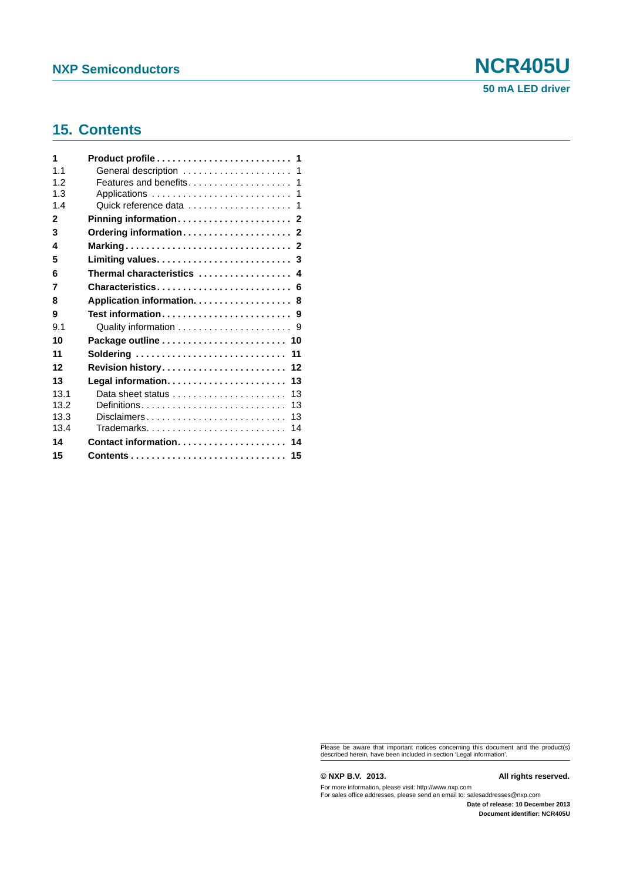## 15. Contents

| | | |
|---|---|---|
| **1** | **Product profile** | **1** |
| 1.1 | General description | 1 |
| 1.2 | Features and benefits | 1 |
| 1.3 | Applications | 1 |
| 1.4 | Quick reference data | 1 |
| **2** | **Pinning information** | **2** |
| **3** | **Ordering information** | **2** |
| **4** | **Marking** | **2** |
| **5** | **Limiting values** | **3** |
| **6** | **Thermal characteristics** | **4** |
| **7** | **Characteristics** | **6** |
| **8** | **Application information** | **8** |
| **9** | **Test information** | **9** |
| 9.1 | Quality information | 9 |
| **10** | **Package outline** | **10** |
| **11** | **Soldering** | **11** |
| **12** | **Revision history** | **12** |
| **13** | **Legal information** | **13** |
| 13.1 | Data sheet status | 13 |
| 13.2 | Definitions | 13 |
| 13.3 | Disclaimers | 13 |
| 13.4 | Trademarks | 14 |
| **14** | **Contact information** | **14** |
| **15** | **Contents** | **15** |

Please be aware that important notices concerning this document and the product(s) described herein, have been included in section 'Legal information'.

**© NXP B.V. 2013.** **All rights reserved.**

For more information, please visit: http://www.nxp.com
For sales office addresses, please send an email to: salesaddresses@nxp.com

**Date of release: 10 December 2013**
**Document identifier: NCR405U**